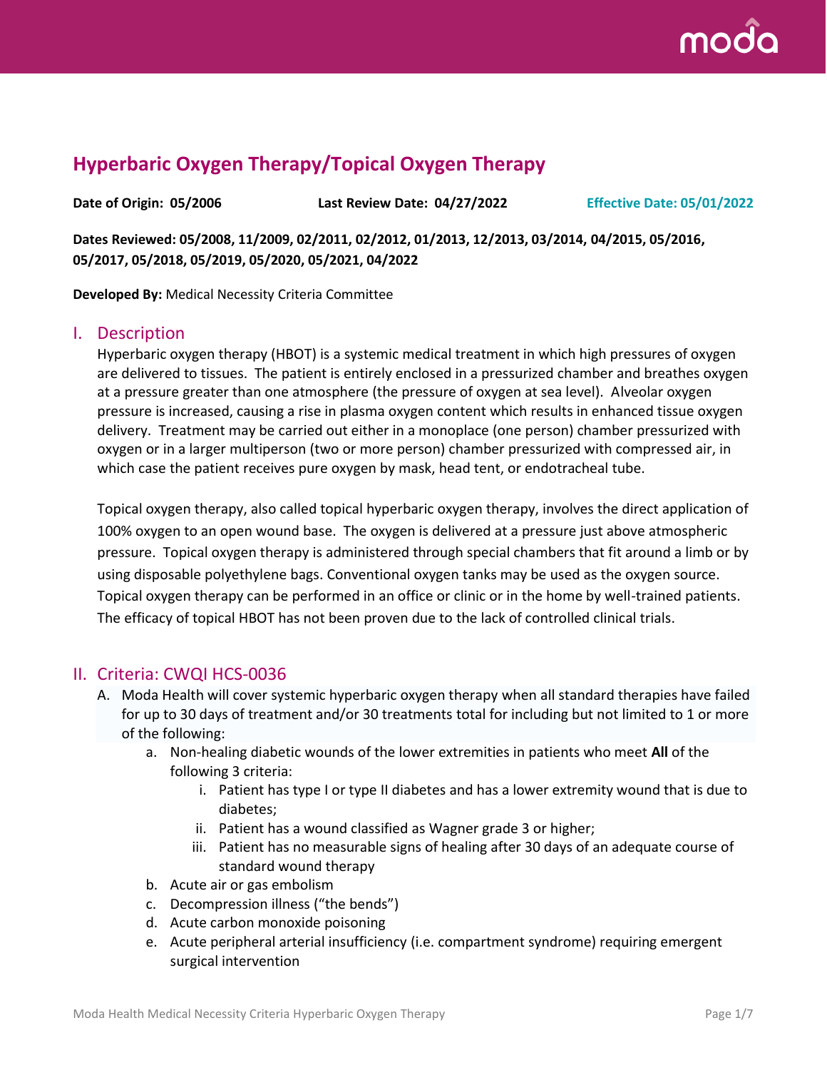# Hyperbaric Oxygen Therapy/Topical Oxygen Therapy

**Date of Origin: 05/2006** **Last Review Date: 04/27/2022** **Effective Date: 05/01/2022**

**Dates Reviewed: 05/2008, 11/2009, 02/2011, 02/2012, 01/2013, 12/2013, 03/2014, 04/2015, 05/2016, 05/2017, 05/2018, 05/2019, 05/2020, 05/2021, 04/2022**

**Developed By:** Medical Necessity Criteria Committee

## I. Description

Hyperbaric oxygen therapy (HBOT) is a systemic medical treatment in which high pressures of oxygen are delivered to tissues. The patient is entirely enclosed in a pressurized chamber and breathes oxygen at a pressure greater than one atmosphere (the pressure of oxygen at sea level). Alveolar oxygen pressure is increased, causing a rise in plasma oxygen content which results in enhanced tissue oxygen delivery. Treatment may be carried out either in a monoplace (one person) chamber pressurized with oxygen or in a larger multiperson (two or more person) chamber pressurized with compressed air, in which case the patient receives pure oxygen by mask, head tent, or endotracheal tube.

Topical oxygen therapy, also called topical hyperbaric oxygen therapy, involves the direct application of 100% oxygen to an open wound base. The oxygen is delivered at a pressure just above atmospheric pressure. Topical oxygen therapy is administered through special chambers that fit around a limb or by using disposable polyethylene bags. Conventional oxygen tanks may be used as the oxygen source. Topical oxygen therapy can be performed in an office or clinic or in the home by well-trained patients. The efficacy of topical HBOT has not been proven due to the lack of controlled clinical trials.

## II. Criteria: CWQI HCS-0036

A. Moda Health will cover systemic hyperbaric oxygen therapy when all standard therapies have failed for up to 30 days of treatment and/or 30 treatments total for including but not limited to 1 or more of the following:

   a. Non-healing diabetic wounds of the lower extremities in patients who meet **All** of the following 3 criteria:

      i. Patient has type I or type II diabetes and has a lower extremity wound that is due to diabetes;

      ii. Patient has a wound classified as Wagner grade 3 or higher;

      iii. Patient has no measurable signs of healing after 30 days of an adequate course of standard wound therapy

   b. Acute air or gas embolism

   c. Decompression illness ("the bends")

   d. Acute carbon monoxide poisoning

   e. Acute peripheral arterial insufficiency (i.e. compartment syndrome) requiring emergent surgical intervention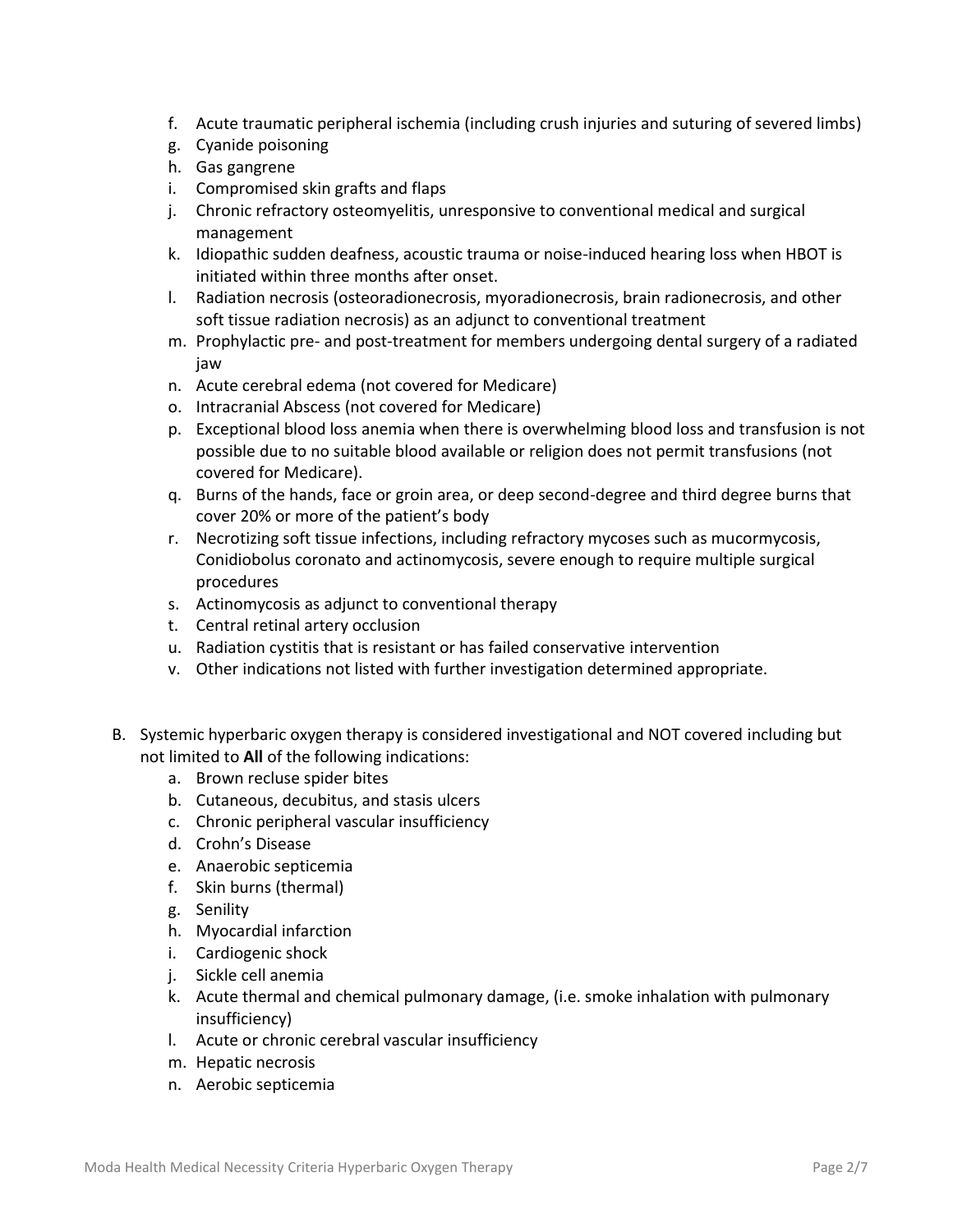f. Acute traumatic peripheral ischemia (including crush injuries and suturing of severed limbs)
g. Cyanide poisoning
h. Gas gangrene
i. Compromised skin grafts and flaps
j. Chronic refractory osteomyelitis, unresponsive to conventional medical and surgical management
k. Idiopathic sudden deafness, acoustic trauma or noise-induced hearing loss when HBOT is initiated within three months after onset.
l. Radiation necrosis (osteoradionecrosis, myoradionecrosis, brain radionecrosis, and other soft tissue radiation necrosis) as an adjunct to conventional treatment
m. Prophylactic pre- and post-treatment for members undergoing dental surgery of a radiated jaw
n. Acute cerebral edema (not covered for Medicare)
o. Intracranial Abscess (not covered for Medicare)
p. Exceptional blood loss anemia when there is overwhelming blood loss and transfusion is not possible due to no suitable blood available or religion does not permit transfusions (not covered for Medicare).
q. Burns of the hands, face or groin area, or deep second-degree and third degree burns that cover 20% or more of the patient's body
r. Necrotizing soft tissue infections, including refractory mycoses such as mucormycosis, Conidiobolus coronato and actinomycosis, severe enough to require multiple surgical procedures
s. Actinomycosis as adjunct to conventional therapy
t. Central retinal artery occlusion
u. Radiation cystitis that is resistant or has failed conservative intervention
v. Other indications not listed with further investigation determined appropriate.

B. Systemic hyperbaric oxygen therapy is considered investigational and NOT covered including but not limited to **All** of the following indications:
   a. Brown recluse spider bites
   b. Cutaneous, decubitus, and stasis ulcers
   c. Chronic peripheral vascular insufficiency
   d. Crohn's Disease
   e. Anaerobic septicemia
   f. Skin burns (thermal)
   g. Senility
   h. Myocardial infarction
   i. Cardiogenic shock
   j. Sickle cell anemia
   k. Acute thermal and chemical pulmonary damage, (i.e. smoke inhalation with pulmonary insufficiency)
   l. Acute or chronic cerebral vascular insufficiency
   m. Hepatic necrosis
   n. Aerobic septicemia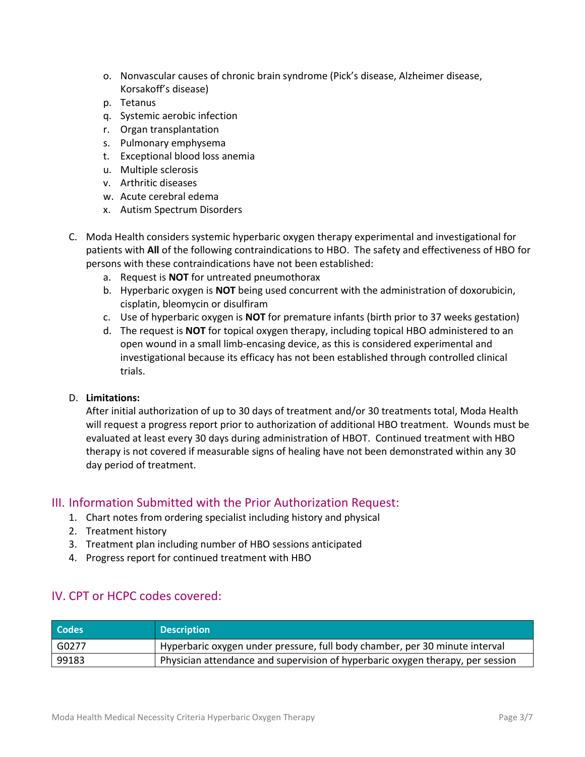o. Nonvascular causes of chronic brain syndrome (Pick's disease, Alzheimer disease, Korsakoff's disease)
p. Tetanus
q. Systemic aerobic infection
r. Organ transplantation
s. Pulmonary emphysema
t. Exceptional blood loss anemia
u. Multiple sclerosis
v. Arthritic diseases
w. Acute cerebral edema
x. Autism Spectrum Disorders

C. Moda Health considers systemic hyperbaric oxygen therapy experimental and investigational for patients with **All** of the following contraindications to HBO. The safety and effectiveness of HBO for persons with these contraindications have not been established:
   a. Request is **NOT** for untreated pneumothorax
   b. Hyperbaric oxygen is **NOT** being used concurrent with the administration of doxorubicin, cisplatin, bleomycin or disulfiram
   c. Use of hyperbaric oxygen is **NOT** for premature infants (birth prior to 37 weeks gestation)
   d. The request is **NOT** for topical oxygen therapy, including topical HBO administered to an open wound in a small limb-encasing device, as this is considered experimental and investigational because its efficacy has not been established through controlled clinical trials.

D. **Limitations:**
After initial authorization of up to 30 days of treatment and/or 30 treatments total, Moda Health will request a progress report prior to authorization of additional HBO treatment. Wounds must be evaluated at least every 30 days during administration of HBOT. Continued treatment with HBO therapy is not covered if measurable signs of healing have not been demonstrated within any 30 day period of treatment.

## III. Information Submitted with the Prior Authorization Request:

1. Chart notes from ordering specialist including history and physical
2. Treatment history
3. Treatment plan including number of HBO sessions anticipated
4. Progress report for continued treatment with HBO

## IV. CPT or HCPC codes covered:

| Codes | Description |
|---|---|
| G0277 | Hyperbaric oxygen under pressure, full body chamber, per 30 minute interval |
| 99183 | Physician attendance and supervision of hyperbaric oxygen therapy, per session |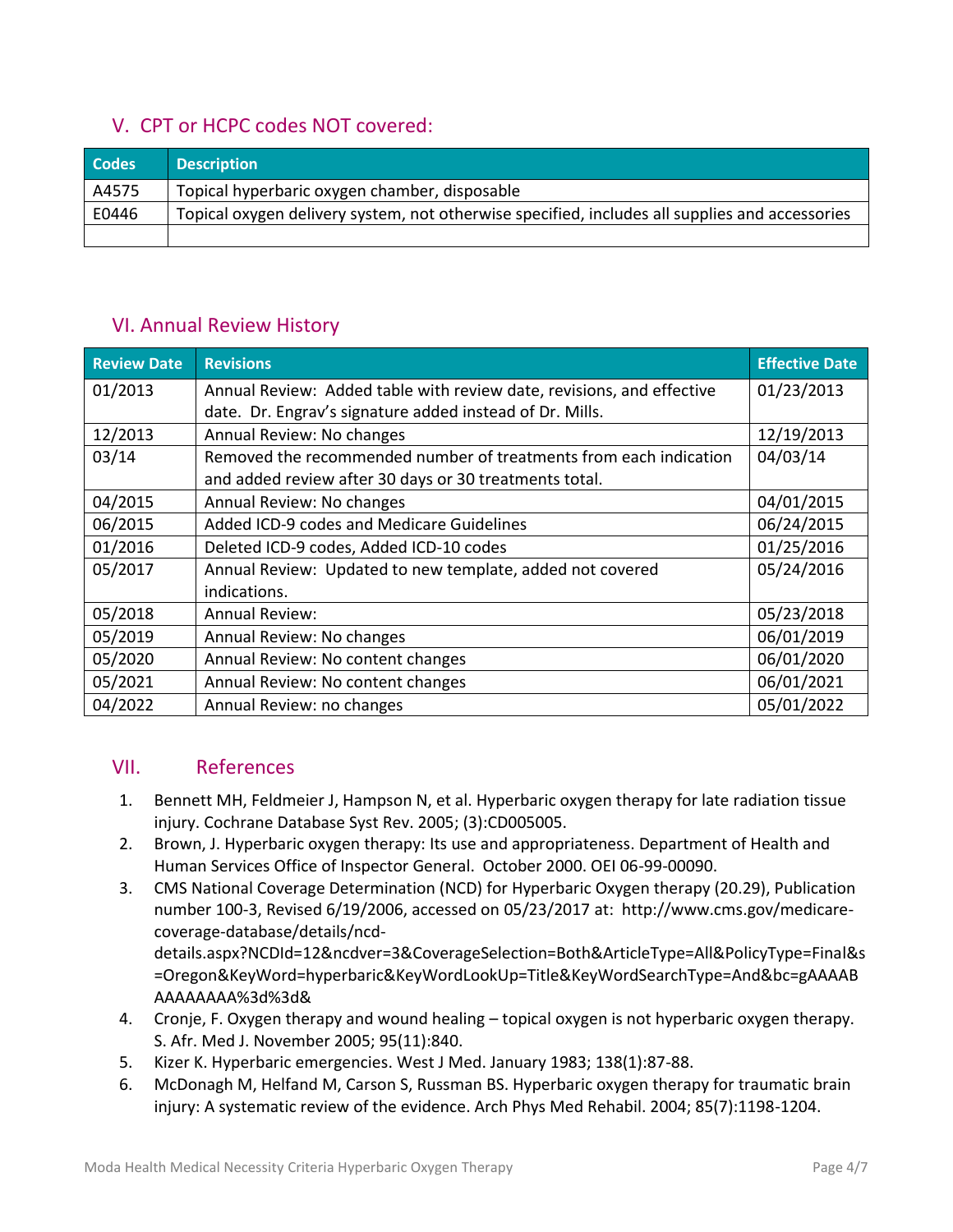## V. CPT or HCPC codes NOT covered:

| Codes | Description |
|---|---|
| A4575 | Topical hyperbaric oxygen chamber, disposable |
| E0446 | Topical oxygen delivery system, not otherwise specified, includes all supplies and accessories |
| | |

## VI. Annual Review History

| Review Date | Revisions | Effective Date |
|---|---|---|
| 01/2013 | Annual Review: Added table with review date, revisions, and effective date. Dr. Engrav's signature added instead of Dr. Mills. | 01/23/2013 |
| 12/2013 | Annual Review: No changes | 12/19/2013 |
| 03/14 | Removed the recommended number of treatments from each indication and added review after 30 days or 30 treatments total. | 04/03/14 |
| 04/2015 | Annual Review: No changes | 04/01/2015 |
| 06/2015 | Added ICD-9 codes and Medicare Guidelines | 06/24/2015 |
| 01/2016 | Deleted ICD-9 codes, Added ICD-10 codes | 01/25/2016 |
| 05/2017 | Annual Review: Updated to new template, added not covered indications. | 05/24/2016 |
| 05/2018 | Annual Review: | 05/23/2018 |
| 05/2019 | Annual Review: No changes | 06/01/2019 |
| 05/2020 | Annual Review: No content changes | 06/01/2020 |
| 05/2021 | Annual Review: No content changes | 06/01/2021 |
| 04/2022 | Annual Review: no changes | 05/01/2022 |

## VII. References

1. Bennett MH, Feldmeier J, Hampson N, et al. Hyperbaric oxygen therapy for late radiation tissue injury. Cochrane Database Syst Rev. 2005; (3):CD005005.
2. Brown, J. Hyperbaric oxygen therapy: Its use and appropriateness. Department of Health and Human Services Office of Inspector General. October 2000. OEI 06-99-00090.
3. CMS National Coverage Determination (NCD) for Hyperbaric Oxygen therapy (20.29), Publication number 100-3, Revised 6/19/2006, accessed on 05/23/2017 at: http://www.cms.gov/medicare-coverage-database/details/ncd-details.aspx?NCDId=12&ncdver=3&CoverageSelection=Both&ArticleType=All&PolicyType=Final&s=Oregon&KeyWord=hyperbaric&KeyWordLookUp=Title&KeyWordSearchType=And&bc=gAAAABAAAAAAAA%3d%3d&
4. Cronje, F. Oxygen therapy and wound healing – topical oxygen is not hyperbaric oxygen therapy. S. Afr. Med J. November 2005; 95(11):840.
5. Kizer K. Hyperbaric emergencies. West J Med. January 1983; 138(1):87-88.
6. McDonagh M, Helfand M, Carson S, Russman BS. Hyperbaric oxygen therapy for traumatic brain injury: A systematic review of the evidence. Arch Phys Med Rehabil. 2004; 85(7):1198-1204.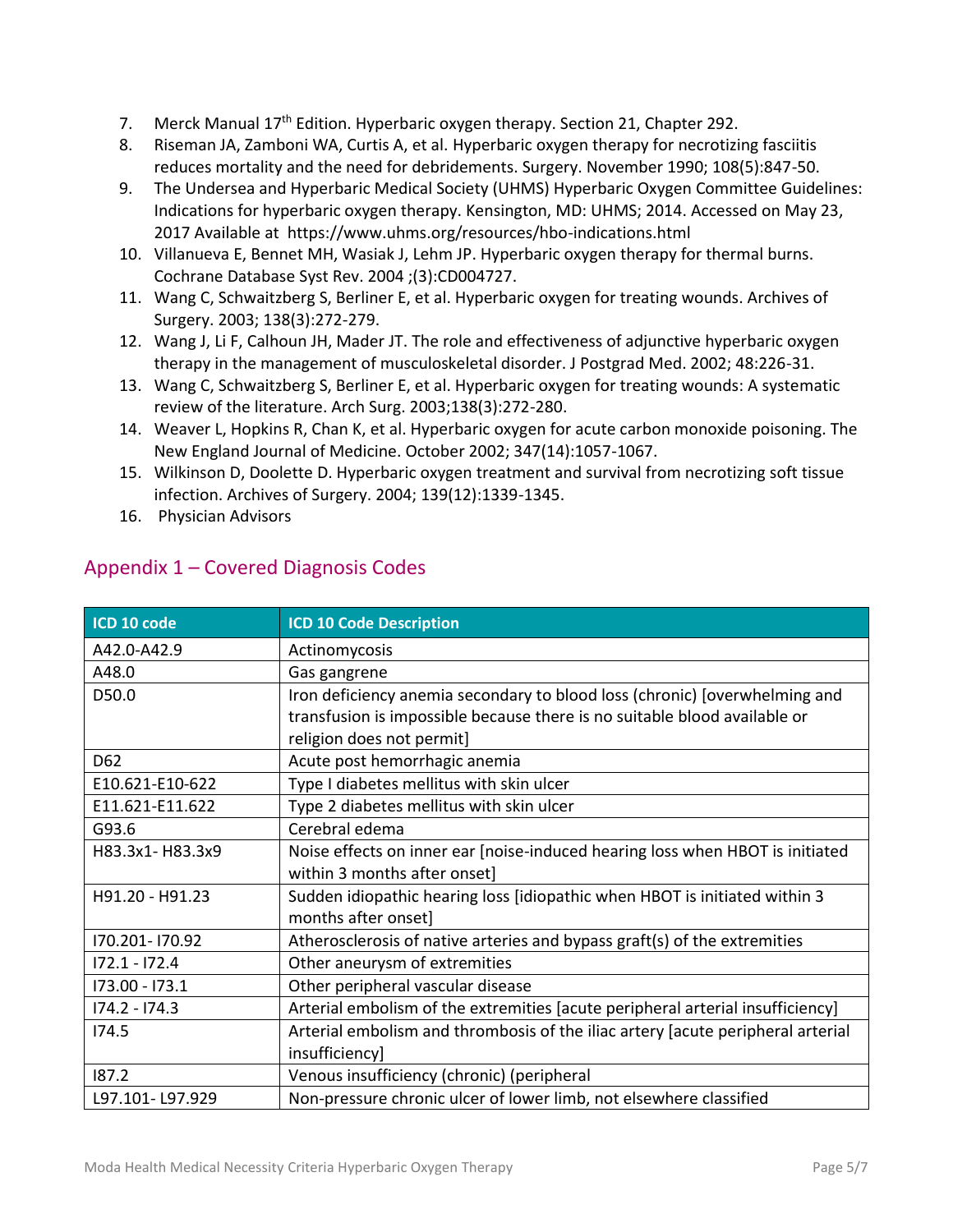7. Merck Manual 17th Edition. Hyperbaric oxygen therapy. Section 21, Chapter 292.
8. Riseman JA, Zamboni WA, Curtis A, et al. Hyperbaric oxygen therapy for necrotizing fasciitis reduces mortality and the need for debridements. Surgery. November 1990; 108(5):847-50.
9. The Undersea and Hyperbaric Medical Society (UHMS) Hyperbaric Oxygen Committee Guidelines: Indications for hyperbaric oxygen therapy. Kensington, MD: UHMS; 2014. Accessed on May 23, 2017 Available at https://www.uhms.org/resources/hbo-indications.html
10. Villanueva E, Bennet MH, Wasiak J, Lehm JP. Hyperbaric oxygen therapy for thermal burns. Cochrane Database Syst Rev. 2004 ;(3):CD004727.
11. Wang C, Schwaitzberg S, Berliner E, et al. Hyperbaric oxygen for treating wounds. Archives of Surgery. 2003; 138(3):272-279.
12. Wang J, Li F, Calhoun JH, Mader JT. The role and effectiveness of adjunctive hyperbaric oxygen therapy in the management of musculoskeletal disorder. J Postgrad Med. 2002; 48:226-31.
13. Wang C, Schwaitzberg S, Berliner E, et al. Hyperbaric oxygen for treating wounds: A systematic review of the literature. Arch Surg. 2003;138(3):272-280.
14. Weaver L, Hopkins R, Chan K, et al. Hyperbaric oxygen for acute carbon monoxide poisoning. The New England Journal of Medicine. October 2002; 347(14):1057-1067.
15. Wilkinson D, Doolette D. Hyperbaric oxygen treatment and survival from necrotizing soft tissue infection. Archives of Surgery. 2004; 139(12):1339-1345.
16. Physician Advisors

## Appendix 1 – Covered Diagnosis Codes

| ICD 10 code | ICD 10 Code Description |
|---|---|
| A42.0-A42.9 | Actinomycosis |
| A48.0 | Gas gangrene |
| D50.0 | Iron deficiency anemia secondary to blood loss (chronic) [overwhelming and transfusion is impossible because there is no suitable blood available or religion does not permit] |
| D62 | Acute post hemorrhagic anemia |
| E10.621-E10-622 | Type I diabetes mellitus with skin ulcer |
| E11.621-E11.622 | Type 2 diabetes mellitus with skin ulcer |
| G93.6 | Cerebral edema |
| H83.3x1- H83.3x9 | Noise effects on inner ear [noise-induced hearing loss when HBOT is initiated within 3 months after onset] |
| H91.20 - H91.23 | Sudden idiopathic hearing loss [idiopathic when HBOT is initiated within 3 months after onset] |
| I70.201- I70.92 | Atherosclerosis of native arteries and bypass graft(s) of the extremities |
| I72.1 - I72.4 | Other aneurysm of extremities |
| I73.00 - I73.1 | Other peripheral vascular disease |
| I74.2 - I74.3 | Arterial embolism of the extremities [acute peripheral arterial insufficiency] |
| I74.5 | Arterial embolism and thrombosis of the iliac artery [acute peripheral arterial insufficiency] |
| I87.2 | Venous insufficiency (chronic) (peripheral |
| L97.101- L97.929 | Non-pressure chronic ulcer of lower limb, not elsewhere classified |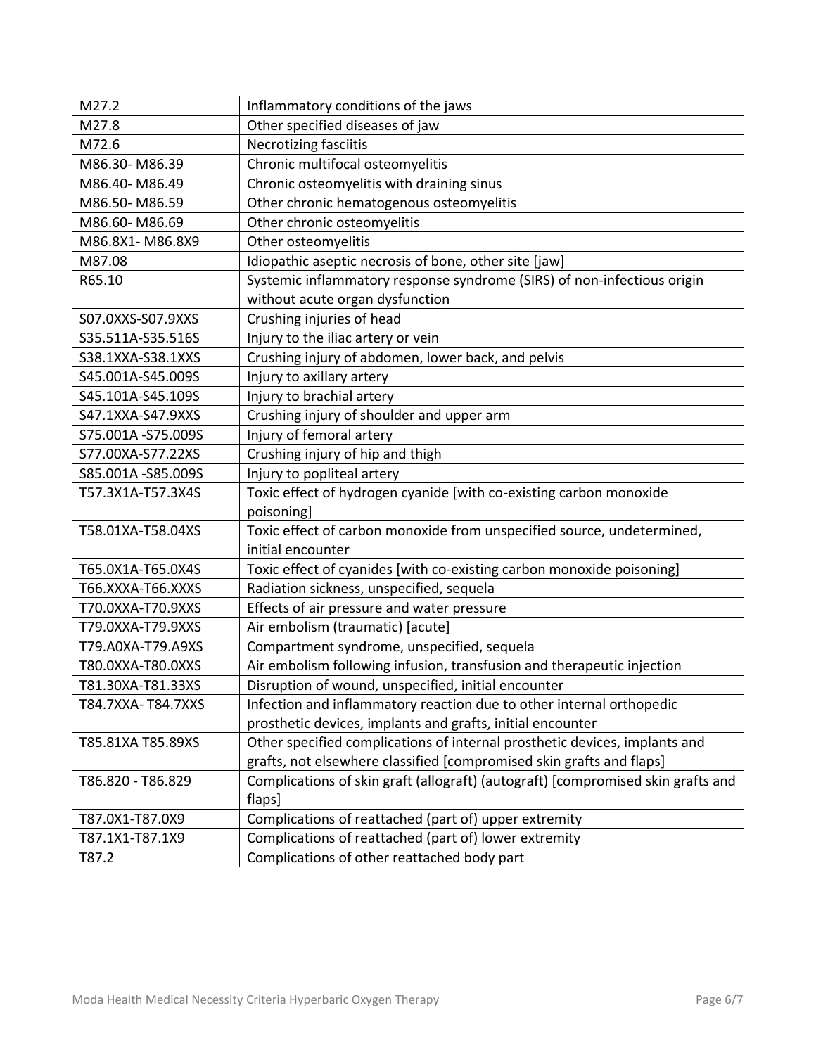| | |
|---|---|
| M27.2 | Inflammatory conditions of the jaws |
| M27.8 | Other specified diseases of jaw |
| M72.6 | Necrotizing fasciitis |
| M86.30- M86.39 | Chronic multifocal osteomyelitis |
| M86.40- M86.49 | Chronic osteomyelitis with draining sinus |
| M86.50- M86.59 | Other chronic hematogenous osteomyelitis |
| M86.60- M86.69 | Other chronic osteomyelitis |
| M86.8X1- M86.8X9 | Other osteomyelitis |
| M87.08 | Idiopathic aseptic necrosis of bone, other site [jaw] |
| R65.10 | Systemic inflammatory response syndrome (SIRS) of non-infectious origin without acute organ dysfunction |
| S07.0XXS-S07.9XXS | Crushing injuries of head |
| S35.511A-S35.516S | Injury to the iliac artery or vein |
| S38.1XXA-S38.1XXS | Crushing injury of abdomen, lower back, and pelvis |
| S45.001A-S45.009S | Injury to axillary artery |
| S45.101A-S45.109S | Injury to brachial artery |
| S47.1XXA-S47.9XXS | Crushing injury of shoulder and upper arm |
| S75.001A -S75.009S | Injury of femoral artery |
| S77.00XA-S77.22XS | Crushing injury of hip and thigh |
| S85.001A -S85.009S | Injury to popliteal artery |
| T57.3X1A-T57.3X4S | Toxic effect of hydrogen cyanide [with co-existing carbon monoxide poisoning] |
| T58.01XA-T58.04XS | Toxic effect of carbon monoxide from unspecified source, undetermined, initial encounter |
| T65.0X1A-T65.0X4S | Toxic effect of cyanides [with co-existing carbon monoxide poisoning] |
| T66.XXXA-T66.XXXS | Radiation sickness, unspecified, sequela |
| T70.0XXA-T70.9XXS | Effects of air pressure and water pressure |
| T79.0XXA-T79.9XXS | Air embolism (traumatic) [acute] |
| T79.A0XA-T79.A9XS | Compartment syndrome, unspecified, sequela |
| T80.0XXA-T80.0XXS | Air embolism following infusion, transfusion and therapeutic injection |
| T81.30XA-T81.33XS | Disruption of wound, unspecified, initial encounter |
| T84.7XXA- T84.7XXS | Infection and inflammatory reaction due to other internal orthopedic prosthetic devices, implants and grafts, initial encounter |
| T85.81XA T85.89XS | Other specified complications of internal prosthetic devices, implants and grafts, not elsewhere classified [compromised skin grafts and flaps] |
| T86.820 - T86.829 | Complications of skin graft (allograft) (autograft) [compromised skin grafts and flaps] |
| T87.0X1-T87.0X9 | Complications of reattached (part of) upper extremity |
| T87.1X1-T87.1X9 | Complications of reattached (part of) lower extremity |
| T87.2 | Complications of other reattached body part |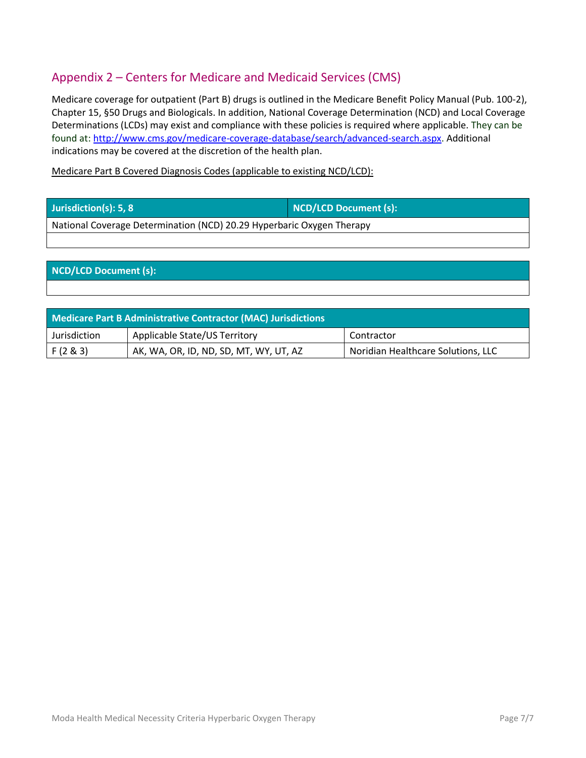## Appendix 2 – Centers for Medicare and Medicaid Services (CMS)

Medicare coverage for outpatient (Part B) drugs is outlined in the Medicare Benefit Policy Manual (Pub. 100-2), Chapter 15, §50 Drugs and Biologicals. In addition, National Coverage Determination (NCD) and Local Coverage Determinations (LCDs) may exist and compliance with these policies is required where applicable. They can be found at: http://www.cms.gov/medicare-coverage-database/search/advanced-search.aspx. Additional indications may be covered at the discretion of the health plan.

Medicare Part B Covered Diagnosis Codes (applicable to existing NCD/LCD):

| Jurisdiction(s): 5, 8 | NCD/LCD Document (s): |
|---|---|
| National Coverage Determination (NCD) 20.29 Hyperbaric Oxygen Therapy | |
| | |

| NCD/LCD Document (s): |
|---|
| |

| Medicare Part B Administrative Contractor (MAC) Jurisdictions | | |
|---|---|---|
| Jurisdiction | Applicable State/US Territory | Contractor |
| F (2 & 3) | AK, WA, OR, ID, ND, SD, MT, WY, UT, AZ | Noridian Healthcare Solutions, LLC |